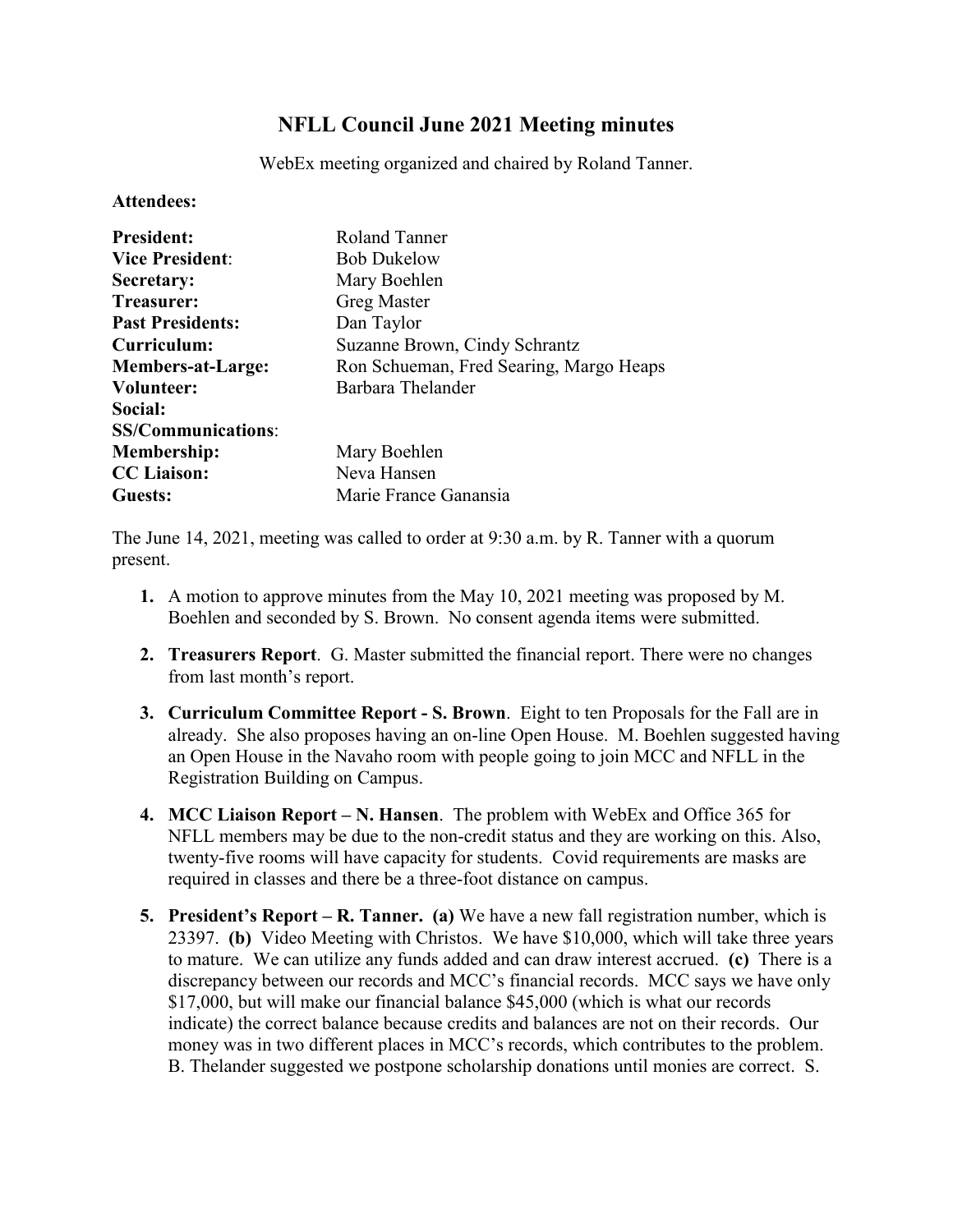# NFLL Council June 2021 Meeting minutes

WebEx meeting organized and chaired by Roland Tanner.

**Attendees:**

| | |
|---|---|
| **President:** | Roland Tanner |
| **Vice President**: | Bob Dukelow |
| **Secretary:** | Mary Boehlen |
| **Treasurer:** | Greg Master |
| **Past Presidents:** | Dan Taylor |
| **Curriculum:** | Suzanne Brown, Cindy Schrantz |
| **Members-at-Large:** | Ron Schueman, Fred Searing, Margo Heaps |
| **Volunteer:** | Barbara Thelander |
| **Social:** | |
| **SS/Communications**: | |
| **Membership:** | Mary Boehlen |
| **CC Liaison:** | Neva Hansen |
| **Guests:** | Marie France Ganansia |

The June 14, 2021, meeting was called to order at 9:30 a.m. by R. Tanner with a quorum present.

1. A motion to approve minutes from the May 10, 2021 meeting was proposed by M. Boehlen and seconded by S. Brown. No consent agenda items were submitted.
2. **Treasurers Report**. G. Master submitted the financial report. There were no changes from last month's report.
3. **Curriculum Committee Report - S. Brown**. Eight to ten Proposals for the Fall are in already. She also proposes having an on-line Open House. M. Boehlen suggested having an Open House in the Navaho room with people going to join MCC and NFLL in the Registration Building on Campus.
4. **MCC Liaison Report – N. Hansen**. The problem with WebEx and Office 365 for NFLL members may be due to the non-credit status and they are working on this. Also, twenty-five rooms will have capacity for students. Covid requirements are masks are required in classes and there be a three-foot distance on campus.
5. **President's Report – R. Tanner. (a)** We have a new fall registration number, which is 23397. **(b)** Video Meeting with Christos. We have $10,000, which will take three years to mature. We can utilize any funds added and can draw interest accrued. **(c)** There is a discrepancy between our records and MCC's financial records. MCC says we have only $17,000, but will make our financial balance $45,000 (which is what our records indicate) the correct balance because credits and balances are not on their records. Our money was in two different places in MCC's records, which contributes to the problem. B. Thelander suggested we postpone scholarship donations until monies are correct. S.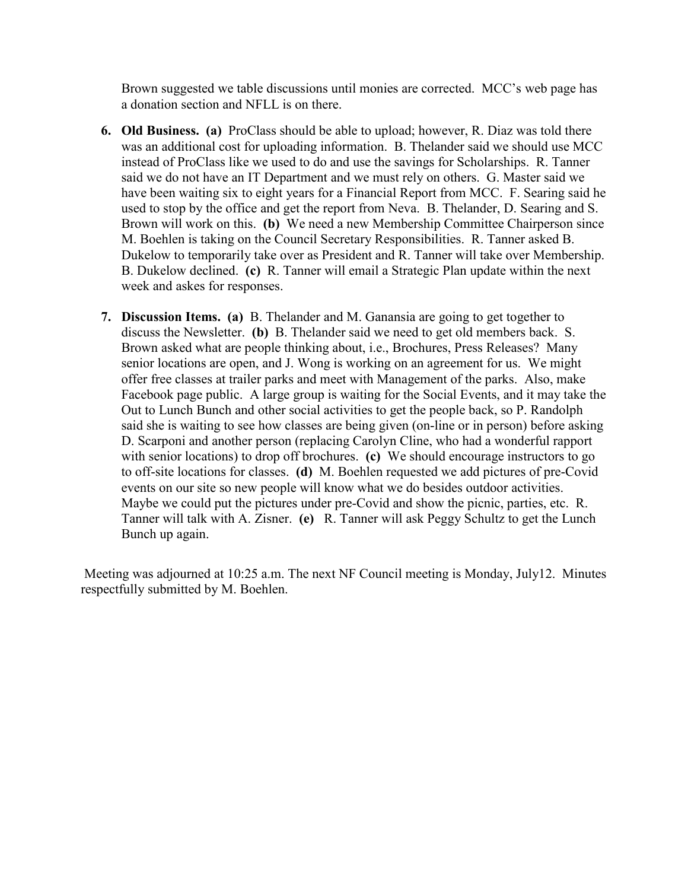Brown suggested we table discussions until monies are corrected. MCC's web page has a donation section and NFLL is on there.

6. **Old Business. (a)** ProClass should be able to upload; however, R. Diaz was told there was an additional cost for uploading information. B. Thelander said we should use MCC instead of ProClass like we used to do and use the savings for Scholarships. R. Tanner said we do not have an IT Department and we must rely on others. G. Master said we have been waiting six to eight years for a Financial Report from MCC. F. Searing said he used to stop by the office and get the report from Neva. B. Thelander, D. Searing and S. Brown will work on this. **(b)** We need a new Membership Committee Chairperson since M. Boehlen is taking on the Council Secretary Responsibilities. R. Tanner asked B. Dukelow to temporarily take over as President and R. Tanner will take over Membership. B. Dukelow declined. **(c)** R. Tanner will email a Strategic Plan update within the next week and askes for responses.

7. **Discussion Items. (a)** B. Thelander and M. Ganansia are going to get together to discuss the Newsletter. **(b)** B. Thelander said we need to get old members back. S. Brown asked what are people thinking about, i.e., Brochures, Press Releases? Many senior locations are open, and J. Wong is working on an agreement for us. We might offer free classes at trailer parks and meet with Management of the parks. Also, make Facebook page public. A large group is waiting for the Social Events, and it may take the Out to Lunch Bunch and other social activities to get the people back, so P. Randolph said she is waiting to see how classes are being given (on-line or in person) before asking D. Scarponi and another person (replacing Carolyn Cline, who had a wonderful rapport with senior locations) to drop off brochures. **(c)** We should encourage instructors to go to off-site locations for classes. **(d)** M. Boehlen requested we add pictures of pre-Covid events on our site so new people will know what we do besides outdoor activities. Maybe we could put the pictures under pre-Covid and show the picnic, parties, etc. R. Tanner will talk with A. Zisner. **(e)** R. Tanner will ask Peggy Schultz to get the Lunch Bunch up again.

Meeting was adjourned at 10:25 a.m. The next NF Council meeting is Monday, July12. Minutes respectfully submitted by M. Boehlen.